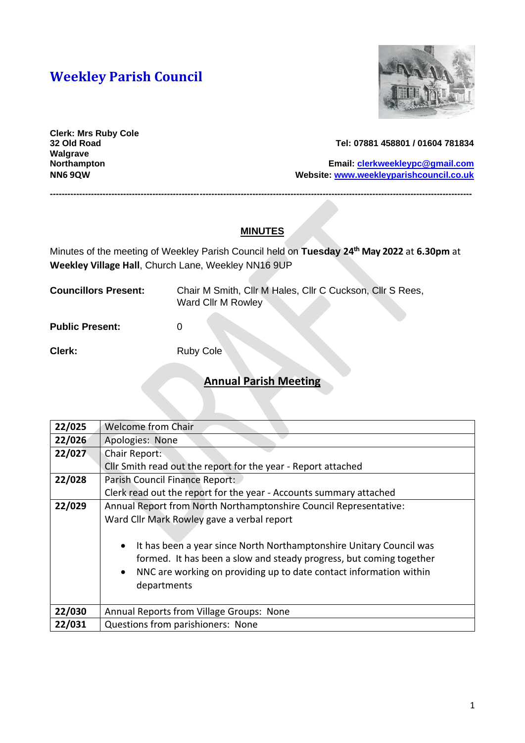# Weekley Parish Council

**Clerk: Mrs Ruby Cole**
**32 Old Road**
**Walgrave**
**Northampton**
**NN6 9QW**

**Tel: 07881 458801 / 01604 781834**

**Email: clerkweekleypc@gmail.com**
**Website: www.weekleyparishcouncil.co.uk**

---

## MINUTES

Minutes of the meeting of Weekley Parish Council held on **Tuesday 24th May 2022** at **6.30pm** at **Weekley Village Hall**, Church Lane, Weekley NN16 9UP

**Councillors Present:** Chair M Smith, Cllr M Hales, Cllr C Cuckson, Cllr S Rees, Ward Cllr M Rowley

**Public Present:** 0

**Clerk:** Ruby Cole

## Annual Parish Meeting

| | |
|---|---|
| **22/025** | Welcome from Chair |
| **22/026** | Apologies: None |
| **22/027** | Chair Report:<br>Cllr Smith read out the report for the year - Report attached |
| **22/028** | Parish Council Finance Report:<br>Clerk read out the report for the year - Accounts summary attached |
| **22/029** | Annual Report from North Northamptonshire Council Representative:<br>Ward Cllr Mark Rowley gave a verbal report<br>• It has been a year since North Northamptonshire Unitary Council was formed. It has been a slow and steady progress, but coming together<br>• NNC are working on providing up to date contact information within departments |
| **22/030** | Annual Reports from Village Groups: None |
| **22/031** | Questions from parishioners: None |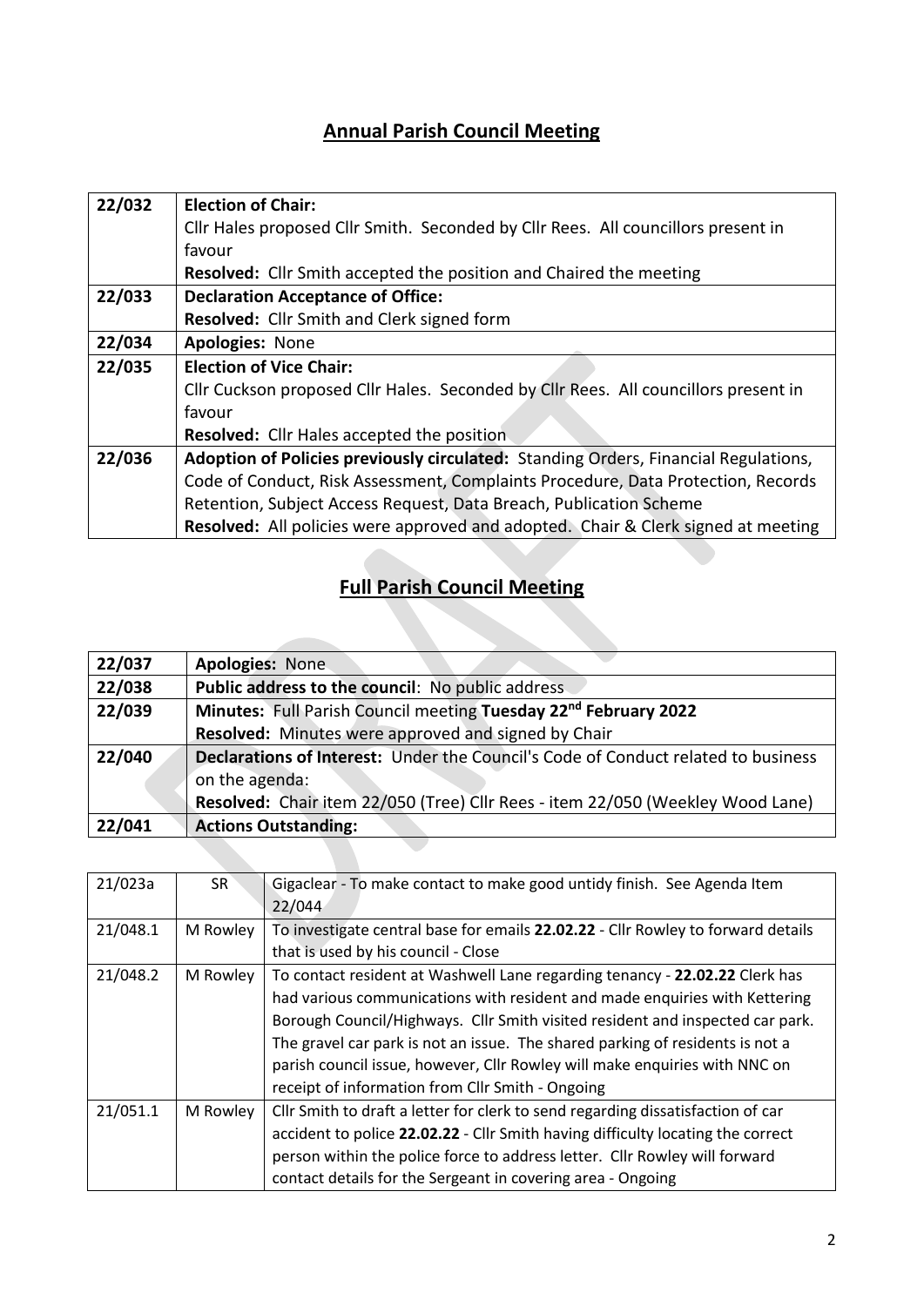## Annual Parish Council Meeting

| | |
|---|---|
| 22/032 | **Election of Chair:**<br>Cllr Hales proposed Cllr Smith. Seconded by Cllr Rees. All councillors present in favour<br>**Resolved:** Cllr Smith accepted the position and Chaired the meeting |
| 22/033 | **Declaration Acceptance of Office:**<br>**Resolved:** Cllr Smith and Clerk signed form |
| 22/034 | **Apologies:** None |
| 22/035 | **Election of Vice Chair:**<br>Cllr Cuckson proposed Cllr Hales. Seconded by Cllr Rees. All councillors present in favour<br>**Resolved:** Cllr Hales accepted the position |
| 22/036 | **Adoption of Policies previously circulated:** Standing Orders, Financial Regulations, Code of Conduct, Risk Assessment, Complaints Procedure, Data Protection, Records Retention, Subject Access Request, Data Breach, Publication Scheme<br>**Resolved:** All policies were approved and adopted. Chair & Clerk signed at meeting |

## Full Parish Council Meeting

| | |
|---|---|
| 22/037 | **Apologies:** None |
| 22/038 | **Public address to the council**: No public address |
| 22/039 | **Minutes:** Full Parish Council meeting **Tuesday 22nd February 2022**<br>**Resolved:** Minutes were approved and signed by Chair |
| 22/040 | **Declarations of Interest:** Under the Council's Code of Conduct related to business on the agenda:<br>**Resolved:** Chair item 22/050 (Tree) Cllr Rees - item 22/050 (Weekley Wood Lane) |
| 22/041 | **Actions Outstanding:** |

| | | |
|---|---|---|
| 21/023a | SR | Gigaclear - To make contact to make good untidy finish. See Agenda Item 22/044 |
| 21/048.1 | M Rowley | To investigate central base for emails **22.02.22** - Cllr Rowley to forward details that is used by his council - Close |
| 21/048.2 | M Rowley | To contact resident at Washwell Lane regarding tenancy - **22.02.22** Clerk has had various communications with resident and made enquiries with Kettering Borough Council/Highways. Cllr Smith visited resident and inspected car park. The gravel car park is not an issue. The shared parking of residents is not a parish council issue, however, Cllr Rowley will make enquiries with NNC on receipt of information from Cllr Smith - Ongoing |
| 21/051.1 | M Rowley | Cllr Smith to draft a letter for clerk to send regarding dissatisfaction of car accident to police **22.02.22** - Cllr Smith having difficulty locating the correct person within the police force to address letter. Cllr Rowley will forward contact details for the Sergeant in covering area - Ongoing |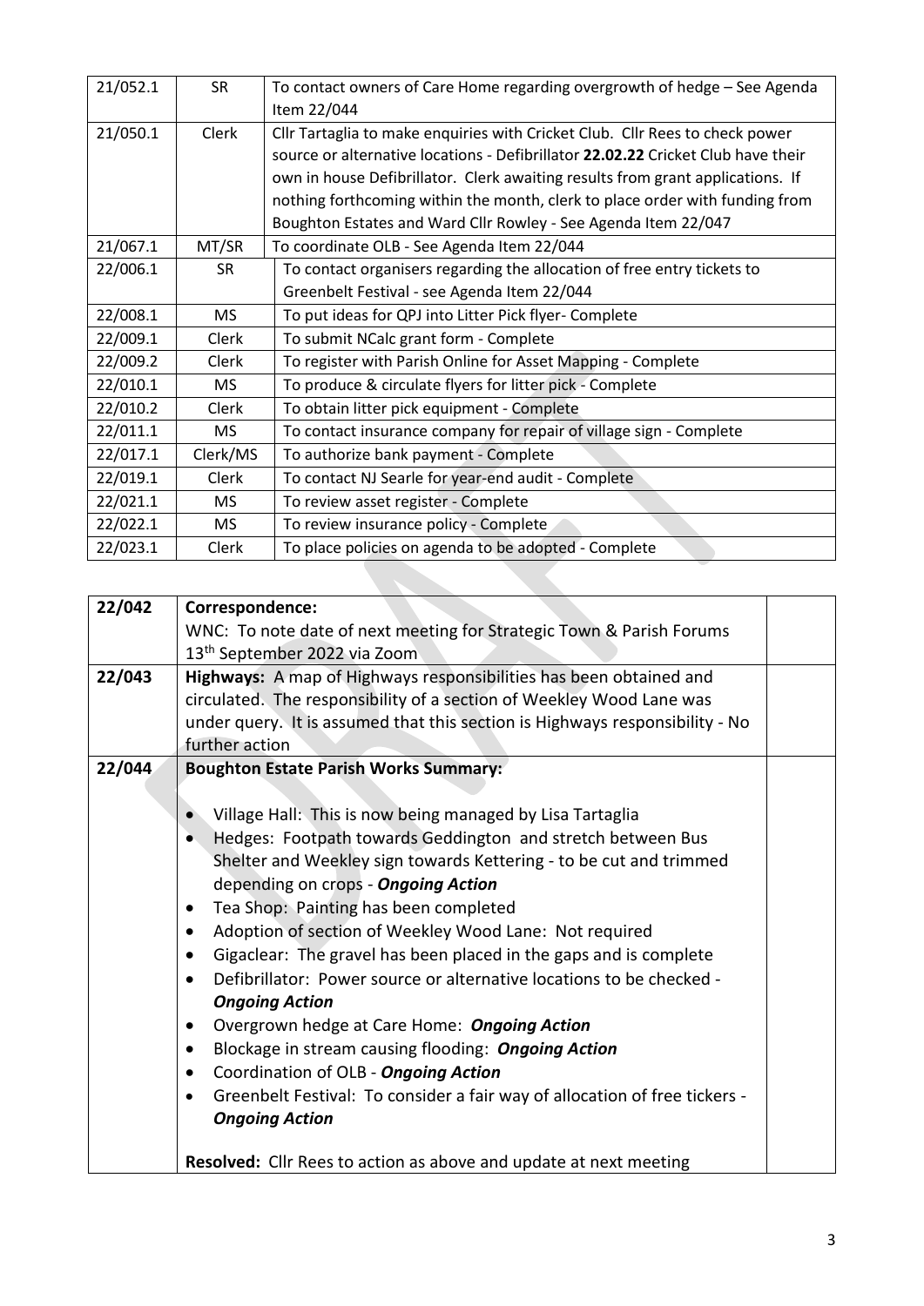| | | |
|---|---|---|
| 21/052.1 | SR | To contact owners of Care Home regarding overgrowth of hedge – See Agenda Item 22/044 |
| 21/050.1 | Clerk | Cllr Tartaglia to make enquiries with Cricket Club. Cllr Rees to check power source or alternative locations - Defibrillator **22.02.22** Cricket Club have their own in house Defibrillator. Clerk awaiting results from grant applications. If nothing forthcoming within the month, clerk to place order with funding from Boughton Estates and Ward Cllr Rowley - See Agenda Item 22/047 |
| 21/067.1 | MT/SR | To coordinate OLB - See Agenda Item 22/044 |
| 22/006.1 | SR | To contact organisers regarding the allocation of free entry tickets to Greenbelt Festival - see Agenda Item 22/044 |
| 22/008.1 | MS | To put ideas for QPJ into Litter Pick flyer- Complete |
| 22/009.1 | Clerk | To submit NCalc grant form - Complete |
| 22/009.2 | Clerk | To register with Parish Online for Asset Mapping - Complete |
| 22/010.1 | MS | To produce & circulate flyers for litter pick - Complete |
| 22/010.2 | Clerk | To obtain litter pick equipment - Complete |
| 22/011.1 | MS | To contact insurance company for repair of village sign - Complete |
| 22/017.1 | Clerk/MS | To authorize bank payment - Complete |
| 22/019.1 | Clerk | To contact NJ Searle for year-end audit - Complete |
| 22/021.1 | MS | To review asset register - Complete |
| 22/022.1 | MS | To review insurance policy - Complete |
| 22/023.1 | Clerk | To place policies on agenda to be adopted - Complete |

| | | |
|---|---|---|
| 22/042 | **Correspondence:**<br>WNC: To note date of next meeting for Strategic Town & Parish Forums 13th September 2022 via Zoom | |
| 22/043 | **Highways:** A map of Highways responsibilities has been obtained and circulated. The responsibility of a section of Weekley Wood Lane was under query. It is assumed that this section is Highways responsibility - No further action | |
| 22/044 | **Boughton Estate Parish Works Summary:**<br><br>• Village Hall: This is now being managed by Lisa Tartaglia<br>• Hedges: Footpath towards Geddington and stretch between Bus Shelter and Weekley sign towards Kettering - to be cut and trimmed depending on crops - ***Ongoing Action***<br>• Tea Shop: Painting has been completed<br>• Adoption of section of Weekley Wood Lane: Not required<br>• Gigaclear: The gravel has been placed in the gaps and is complete<br>• Defibrillator: Power source or alternative locations to be checked - ***Ongoing Action***<br>• Overgrown hedge at Care Home: ***Ongoing Action***<br>• Blockage in stream causing flooding: ***Ongoing Action***<br>• Coordination of OLB - ***Ongoing Action***<br>• Greenbelt Festival: To consider a fair way of allocation of free tickers - ***Ongoing Action***<br><br>**Resolved:** Cllr Rees to action as above and update at next meeting | |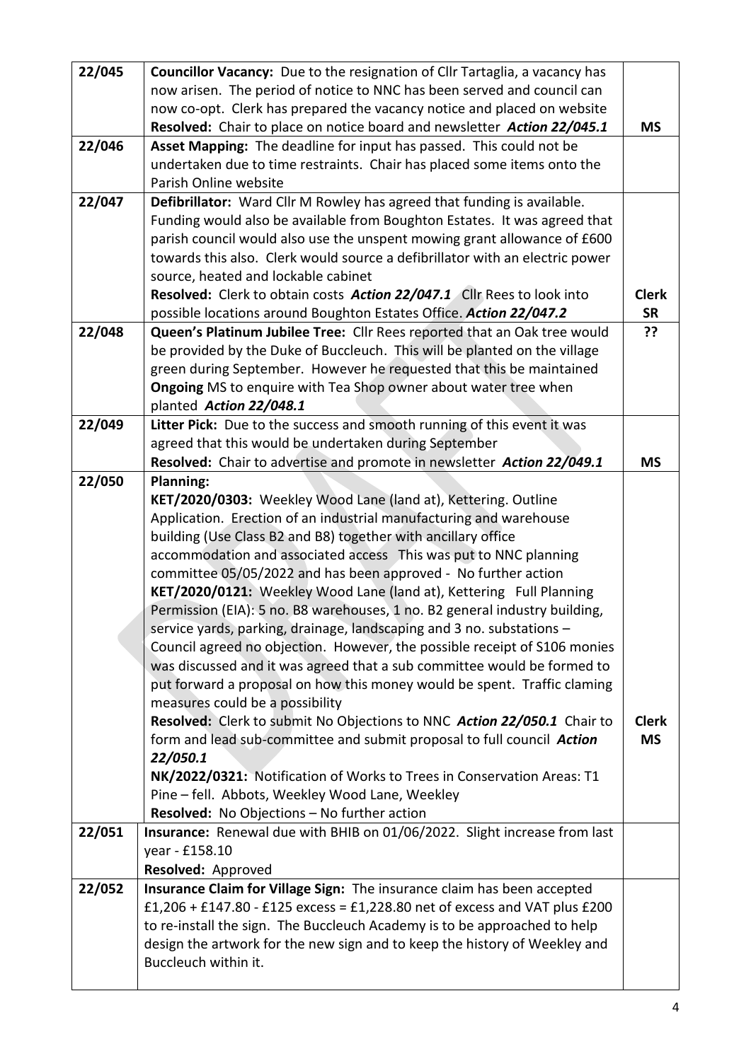| 22/045 | **Councillor Vacancy:** Due to the resignation of Cllr Tartaglia, a vacancy has now arisen. The period of notice to NNC has been served and council can now co-opt. Clerk has prepared the vacancy notice and placed on website<br>**Resolved:** Chair to place on notice board and newsletter ***Action 22/045.1*** | **MS** |
|---|---|---|
| 22/046 | **Asset Mapping:** The deadline for input has passed. This could not be undertaken due to time restraints. Chair has placed some items onto the Parish Online website | |
| 22/047 | **Defibrillator:** Ward Cllr M Rowley has agreed that funding is available. Funding would also be available from Boughton Estates. It was agreed that parish council would also use the unspent mowing grant allowance of £600 towards this also. Clerk would source a defibrillator with an electric power source, heated and lockable cabinet<br>**Resolved:** Clerk to obtain costs ***Action 22/047.1*** Cllr Rees to look into possible locations around Boughton Estates Office. ***Action 22/047.2*** | **Clerk**<br>**SR** |
| 22/048 | **Queen's Platinum Jubilee Tree:** Cllr Rees reported that an Oak tree would be provided by the Duke of Buccleuch. This will be planted on the village green during September. However he requested that this be maintained<br>**Ongoing** MS to enquire with Tea Shop owner about water tree when planted ***Action 22/048.1*** | **??** |
| 22/049 | **Litter Pick:** Due to the success and smooth running of this event it was agreed that this would be undertaken during September<br>**Resolved:** Chair to advertise and promote in newsletter ***Action 22/049.1*** | **MS** |
| 22/050 | **Planning:**<br>**KET/2020/0303:** Weekley Wood Lane (land at), Kettering. Outline Application. Erection of an industrial manufacturing and warehouse building (Use Class B2 and B8) together with ancillary office accommodation and associated access This was put to NNC planning committee 05/05/2022 and has been approved - No further action<br>**KET/2020/0121:** Weekley Wood Lane (land at), Kettering Full Planning Permission (EIA): 5 no. B8 warehouses, 1 no. B2 general industry building, service yards, parking, drainage, landscaping and 3 no. substations – Council agreed no objection. However, the possible receipt of S106 monies was discussed and it was agreed that a sub committee would be formed to put forward a proposal on how this money would be spent. Traffic claming measures could be a possibility<br>**Resolved:** Clerk to submit No Objections to NNC ***Action 22/050.1*** Chair to form and lead sub-committee and submit proposal to full council ***Action 22/050.1***<br>**NK/2022/0321:** Notification of Works to Trees in Conservation Areas: T1 Pine – fell. Abbots, Weekley Wood Lane, Weekley<br>**Resolved:** No Objections – No further action | **Clerk**<br>**MS** |
| 22/051 | **Insurance:** Renewal due with BHIB on 01/06/2022. Slight increase from last year - £158.10<br>**Resolved:** Approved | |
| 22/052 | **Insurance Claim for Village Sign:** The insurance claim has been accepted £1,206 + £147.80 - £125 excess = £1,228.80 net of excess and VAT plus £200 to re-install the sign. The Buccleuch Academy is to be approached to help design the artwork for the new sign and to keep the history of Weekley and Buccleuch within it. | |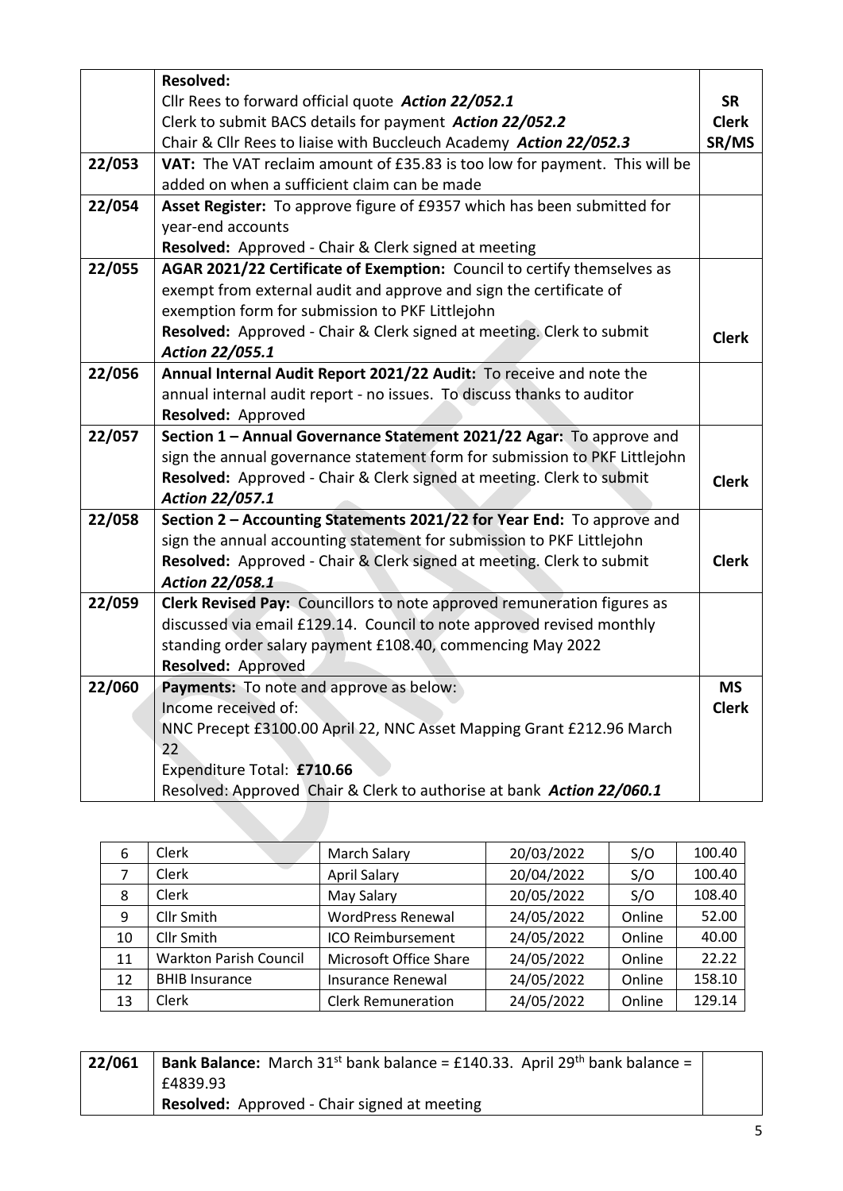| | | |
|---|---|---|
| | **Resolved:**<br>Cllr Rees to forward official quote ***Action 22/052.1***<br>Clerk to submit BACS details for payment ***Action 22/052.2***<br>Chair & Cllr Rees to liaise with Buccleuch Academy ***Action 22/052.3*** | **SR**<br>**Clerk**<br>**SR/MS** |
| **22/053** | **VAT:** The VAT reclaim amount of £35.83 is too low for payment. This will be added on when a sufficient claim can be made | |
| **22/054** | **Asset Register:** To approve figure of £9357 which has been submitted for year-end accounts<br>**Resolved:** Approved - Chair & Clerk signed at meeting | |
| **22/055** | **AGAR 2021/22 Certificate of Exemption:** Council to certify themselves as exempt from external audit and approve and sign the certificate of exemption form for submission to PKF Littlejohn<br>**Resolved:** Approved - Chair & Clerk signed at meeting. Clerk to submit ***Action 22/055.1*** | **Clerk** |
| **22/056** | **Annual Internal Audit Report 2021/22 Audit:** To receive and note the annual internal audit report - no issues. To discuss thanks to auditor<br>**Resolved:** Approved | |
| **22/057** | **Section 1 – Annual Governance Statement 2021/22 Agar:** To approve and sign the annual governance statement form for submission to PKF Littlejohn<br>**Resolved:** Approved - Chair & Clerk signed at meeting. Clerk to submit ***Action 22/057.1*** | **Clerk** |
| **22/058** | **Section 2 – Accounting Statements 2021/22 for Year End:** To approve and sign the annual accounting statement for submission to PKF Littlejohn<br>**Resolved:** Approved - Chair & Clerk signed at meeting. Clerk to submit ***Action 22/058.1*** | **Clerk** |
| **22/059** | **Clerk Revised Pay:** Councillors to note approved remuneration figures as discussed via email £129.14. Council to note approved revised monthly standing order salary payment £108.40, commencing May 2022<br>**Resolved:** Approved | |
| **22/060** | **Payments:** To note and approve as below:<br>Income received of:<br>NNC Precept £3100.00 April 22, NNC Asset Mapping Grant £212.96 March 22<br>Expenditure Total: **£710.66**<br>Resolved: Approved Chair & Clerk to authorise at bank ***Action 22/060.1*** | **MS**<br>**Clerk** |

| | | | | | |
|---|---|---|---|---|---|
| 6 | Clerk | March Salary | 20/03/2022 | S/O | 100.40 |
| 7 | Clerk | April Salary | 20/04/2022 | S/O | 100.40 |
| 8 | Clerk | May Salary | 20/05/2022 | S/O | 108.40 |
| 9 | Cllr Smith | WordPress Renewal | 24/05/2022 | Online | 52.00 |
| 10 | Cllr Smith | ICO Reimbursement | 24/05/2022 | Online | 40.00 |
| 11 | Warkton Parish Council | Microsoft Office Share | 24/05/2022 | Online | 22.22 |
| 12 | BHIB Insurance | Insurance Renewal | 24/05/2022 | Online | 158.10 |
| 13 | Clerk | Clerk Remuneration | 24/05/2022 | Online | 129.14 |

| | | |
|---|---|---|
| **22/061** | **Bank Balance:** March 31st bank balance = £140.33. April 29th bank balance = £4839.93<br>**Resolved:** Approved - Chair signed at meeting | |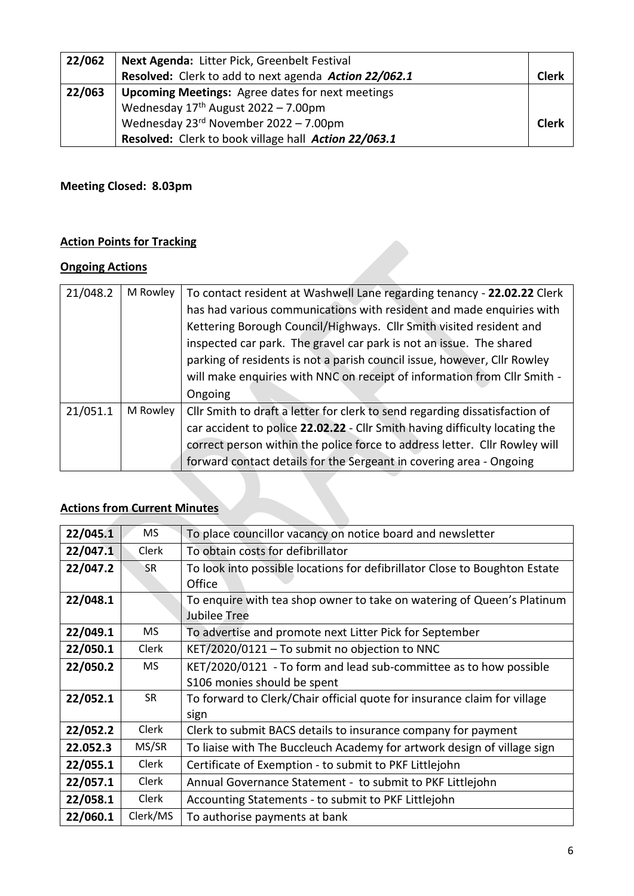| 22/062 | **Next Agenda:** Litter Pick, Greenbelt Festival<br>**Resolved:** Clerk to add to next agenda ***Action 22/062.1*** | **Clerk** |
|---|---|---|
| 22/063 | **Upcoming Meetings:** Agree dates for next meetings<br>Wednesday 17th August 2022 – 7.00pm<br>Wednesday 23rd November 2022 – 7.00pm<br>**Resolved:** Clerk to book village hall ***Action 22/063.1*** | **Clerk** |

**Meeting Closed: 8.03pm**

## Action Points for Tracking

### Ongoing Actions

| 21/048.2 | M Rowley | To contact resident at Washwell Lane regarding tenancy - **22.02.22** Clerk has had various communications with resident and made enquiries with Kettering Borough Council/Highways. Cllr Smith visited resident and inspected car park. The gravel car park is not an issue. The shared parking of residents is not a parish council issue, however, Cllr Rowley will make enquiries with NNC on receipt of information from Cllr Smith - Ongoing |
|---|---|---|
| 21/051.1 | M Rowley | Cllr Smith to draft a letter for clerk to send regarding dissatisfaction of car accident to police **22.02.22** - Cllr Smith having difficulty locating the correct person within the police force to address letter. Cllr Rowley will forward contact details for the Sergeant in covering area - Ongoing |

### Actions from Current Minutes

| **22/045.1** | MS | To place councillor vacancy on notice board and newsletter |
|---|---|---|
| **22/047.1** | Clerk | To obtain costs for defibrillator |
| **22/047.2** | SR | To look into possible locations for defibrillator Close to Boughton Estate Office |
| **22/048.1** | | To enquire with tea shop owner to take on watering of Queen's Platinum Jubilee Tree |
| **22/049.1** | MS | To advertise and promote next Litter Pick for September |
| **22/050.1** | Clerk | KET/2020/0121 – To submit no objection to NNC |
| **22/050.2** | MS | KET/2020/0121 - To form and lead sub-committee as to how possible S106 monies should be spent |
| **22/052.1** | SR | To forward to Clerk/Chair official quote for insurance claim for village sign |
| **22/052.2** | Clerk | Clerk to submit BACS details to insurance company for payment |
| **22.052.3** | MS/SR | To liaise with The Buccleuch Academy for artwork design of village sign |
| **22/055.1** | Clerk | Certificate of Exemption - to submit to PKF Littlejohn |
| **22/057.1** | Clerk | Annual Governance Statement - to submit to PKF Littlejohn |
| **22/058.1** | Clerk | Accounting Statements - to submit to PKF Littlejohn |
| **22/060.1** | Clerk/MS | To authorise payments at bank |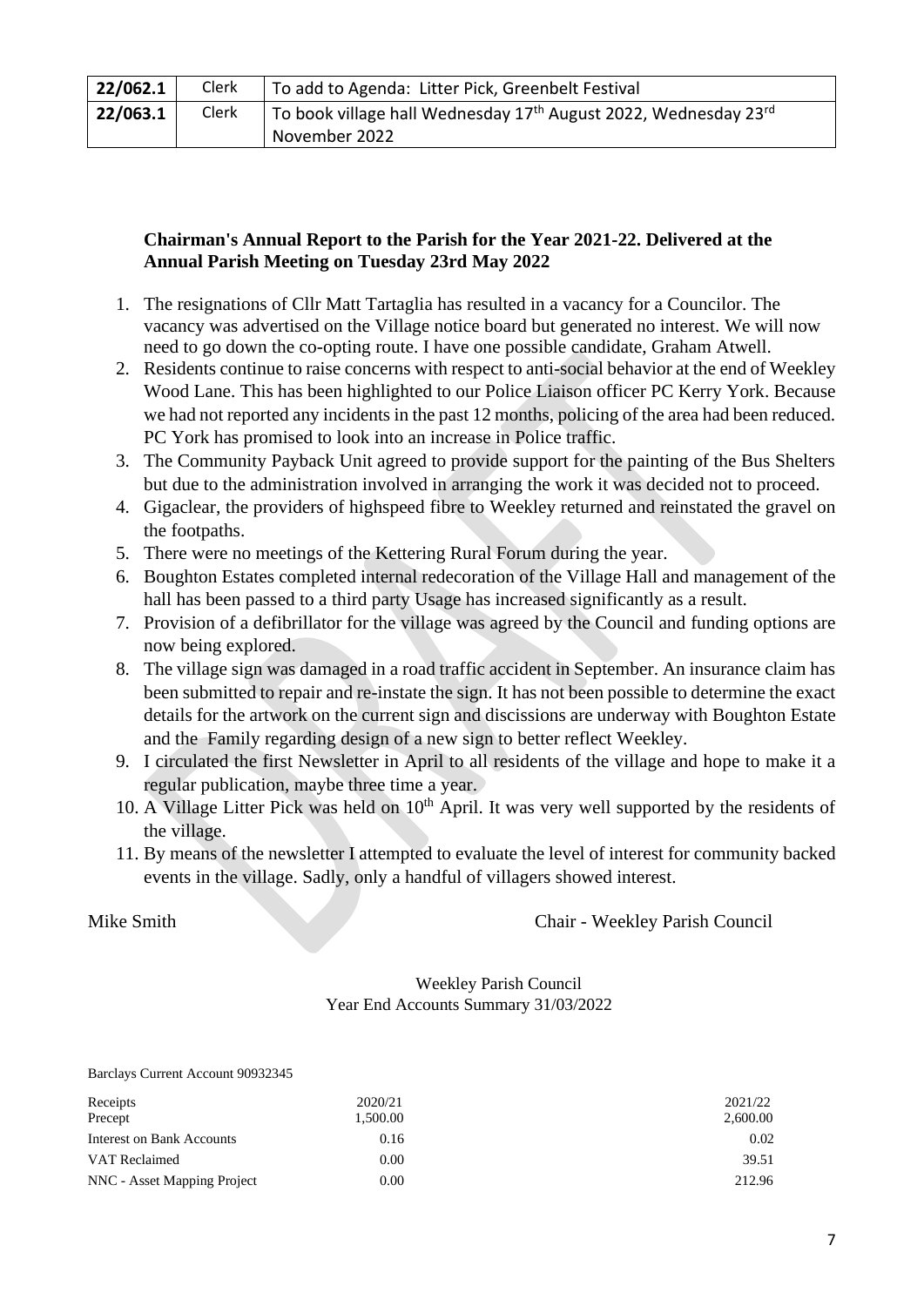| 22/062.1 | Clerk | To add to Agenda: Litter Pick, Greenbelt Festival |
|---|---|---|
| 22/063.1 | Clerk | To book village hall Wednesday 17th August 2022, Wednesday 23rd November 2022 |

**Chairman's Annual Report to the Parish for the Year 2021-22. Delivered at the Annual Parish Meeting on Tuesday 23rd May 2022**

1. The resignations of Cllr Matt Tartaglia has resulted in a vacancy for a Councilor. The vacancy was advertised on the Village notice board but generated no interest. We will now need to go down the co-opting route. I have one possible candidate, Graham Atwell.
2. Residents continue to raise concerns with respect to anti-social behavior at the end of Weekley Wood Lane. This has been highlighted to our Police Liaison officer PC Kerry York. Because we had not reported any incidents in the past 12 months, policing of the area had been reduced. PC York has promised to look into an increase in Police traffic.
3. The Community Payback Unit agreed to provide support for the painting of the Bus Shelters but due to the administration involved in arranging the work it was decided not to proceed.
4. Gigaclear, the providers of highspeed fibre to Weekley returned and reinstated the gravel on the footpaths.
5. There were no meetings of the Kettering Rural Forum during the year.
6. Boughton Estates completed internal redecoration of the Village Hall and management of the hall has been passed to a third party Usage has increased significantly as a result.
7. Provision of a defibrillator for the village was agreed by the Council and funding options are now being explored.
8. The village sign was damaged in a road traffic accident in September. An insurance claim has been submitted to repair and re-instate the sign. It has not been possible to determine the exact details for the artwork on the current sign and discissions are underway with Boughton Estate and the Family regarding design of a new sign to better reflect Weekley.
9. I circulated the first Newsletter in April to all residents of the village and hope to make it a regular publication, maybe three time a year.
10. A Village Litter Pick was held on 10th April. It was very well supported by the residents of the village.
11. By means of the newsletter I attempted to evaluate the level of interest for community backed events in the village. Sadly, only a handful of villagers showed interest.

Mike Smith — Chair - Weekley Parish Council

Weekley Parish Council
Year End Accounts Summary 31/03/2022

Barclays Current Account 90932345

| Receipts | 2020/21 | 2021/22 |
|---|---|---|
| Precept | 1,500.00 | 2,600.00 |
| Interest on Bank Accounts | 0.16 | 0.02 |
| VAT Reclaimed | 0.00 | 39.51 |
| NNC - Asset Mapping Project | 0.00 | 212.96 |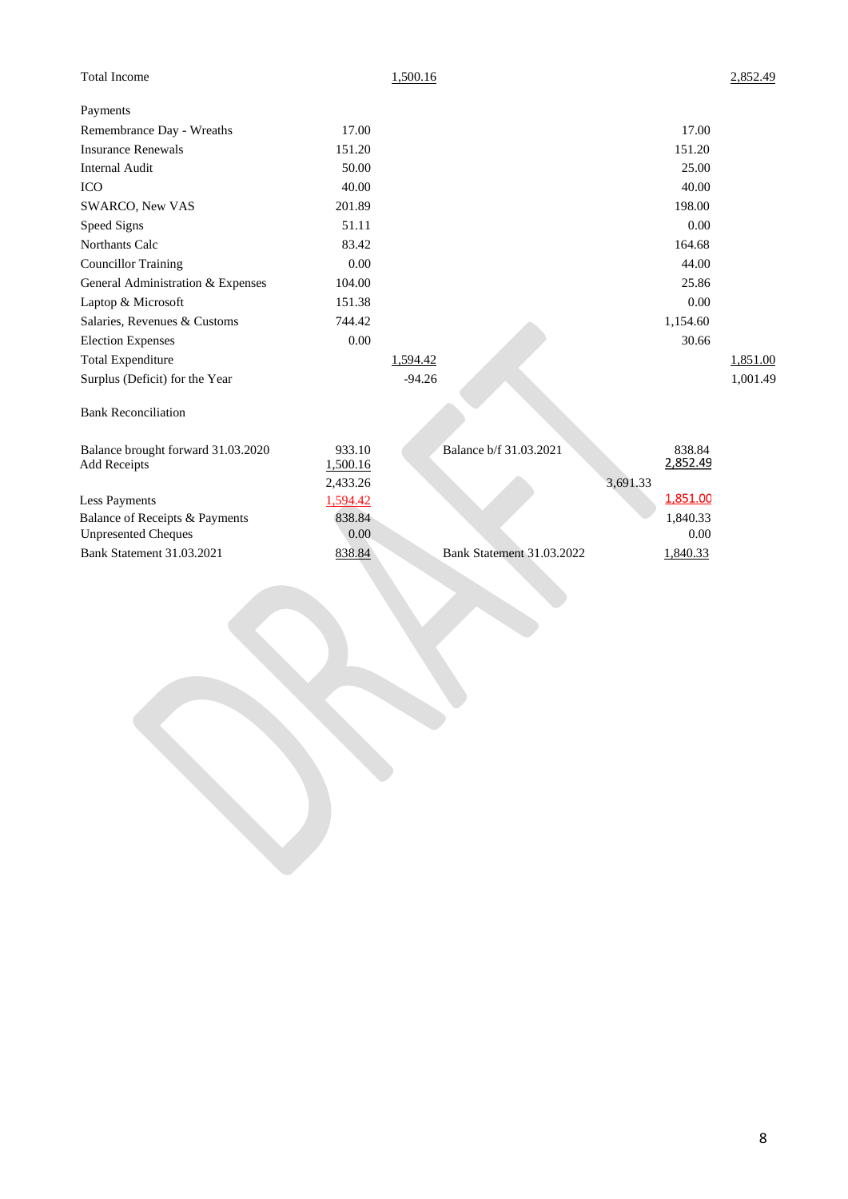| | | | | |
|---|---|---|---|---|
| Total Income | | 1,500.16 | | 2,852.49 |
| | | | | |
| Payments | | | | |
| Remembrance Day - Wreaths | 17.00 | | 17.00 | |
| Insurance Renewals | 151.20 | | 151.20 | |
| Internal Audit | 50.00 | | 25.00 | |
| ICO | 40.00 | | 40.00 | |
| SWARCO, New VAS | 201.89 | | 198.00 | |
| Speed Signs | 51.11 | | 0.00 | |
| Northants Calc | 83.42 | | 164.68 | |
| Councillor Training | 0.00 | | 44.00 | |
| General Administration & Expenses | 104.00 | | 25.86 | |
| Laptop & Microsoft | 151.38 | | 0.00 | |
| Salaries, Revenues & Customs | 744.42 | | 1,154.60 | |
| Election Expenses | 0.00 | | 30.66 | |
| Total Expenditure | | 1,594.42 | | 1,851.00 |
| Surplus (Deficit) for the Year | | -94.26 | | 1,001.49 |

Bank Reconciliation

| | | | | |
|---|---|---|---|---|
| Balance brought forward 31.03.2020 | 933.10 | Balance b/f 31.03.2021 | | 838.84 |
| Add Receipts | 1,500.16 | | | 2,852.49 |
| | 2,433.26 | | 3,691.33 | |
| Less Payments | 1,594.42 | | | 1,851.00 |
| Balance of Receipts & Payments | 838.84 | | | 1,840.33 |
| Unpresented Cheques | 0.00 | | | 0.00 |
| Bank Statement 31.03.2021 | 838.84 | Bank Statement 31.03.2022 | | 1,840.33 |